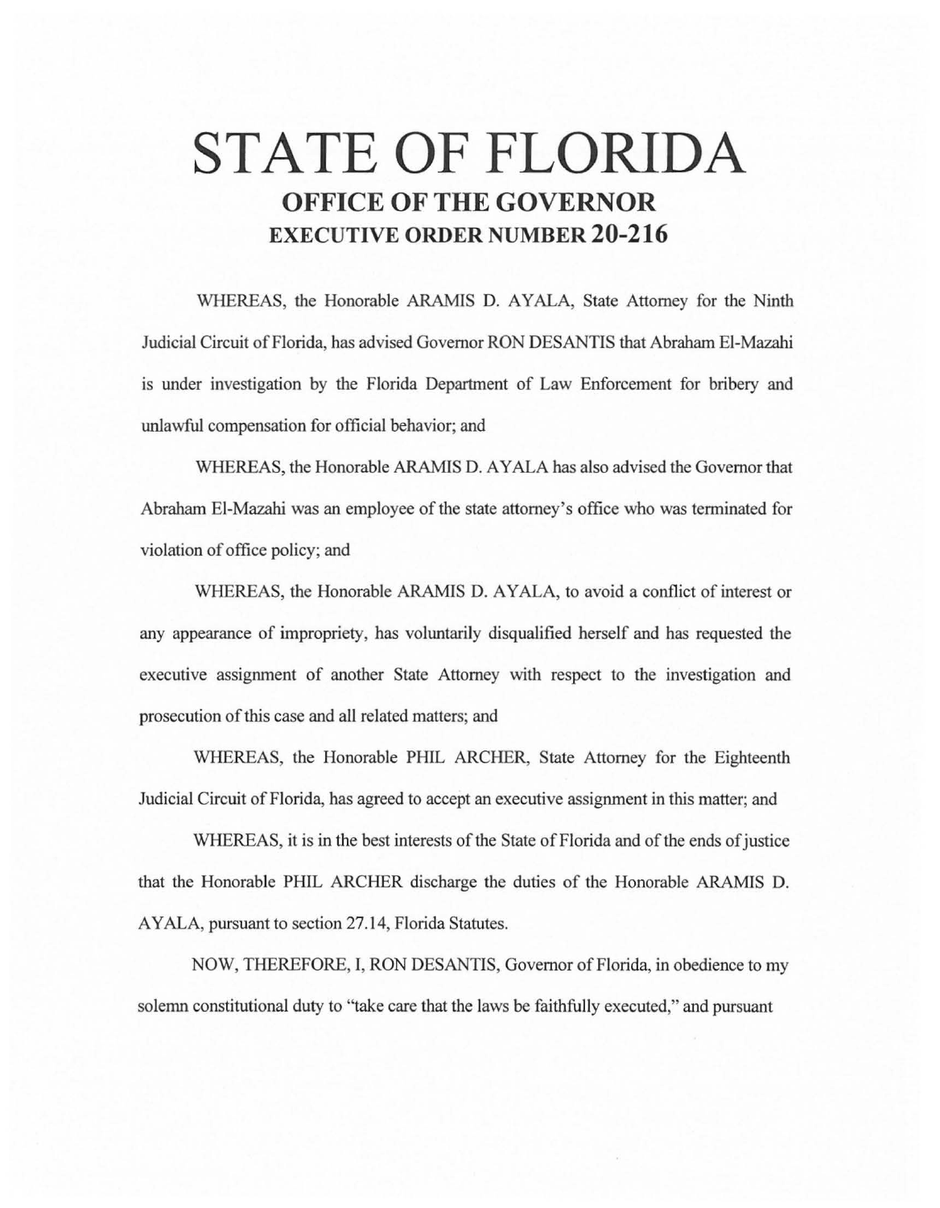# STATE OF FLORIDA

## OFFICE OF THE GOVERNOR

## EXECUTIVE ORDER NUMBER 20-216

WHEREAS, the Honorable ARAMIS D. AYALA, State Attorney for the Ninth Judicial Circuit of Florida, has advised Governor RON DESANTIS that Abraham El-Mazahi is under investigation by the Florida Department of Law Enforcement for bribery and unlawful compensation for official behavior; and

WHEREAS, the Honorable ARAMIS D. AYALA has also advised the Governor that Abraham El-Mazahi was an employee of the state attorney's office who was terminated for violation of office policy; and

WHEREAS, the Honorable ARAMIS D. AYALA, to avoid a conflict of interest or any appearance of impropriety, has voluntarily disqualified herself and has requested the executive assignment of another State Attorney with respect to the investigation and prosecution of this case and all related matters; and

WHEREAS, the Honorable PHIL ARCHER, State Attorney for the Eighteenth Judicial Circuit of Florida, has agreed to accept an executive assignment in this matter; and

WHEREAS, it is in the best interests of the State of Florida and of the ends of justice that the Honorable PHIL ARCHER discharge the duties of the Honorable ARAMIS D. AYALA, pursuant to section 27.14, Florida Statutes.

NOW, THEREFORE, I, RON DESANTIS, Governor of Florida, in obedience to my solemn constitutional duty to "take care that the laws be faithfully executed," and pursuant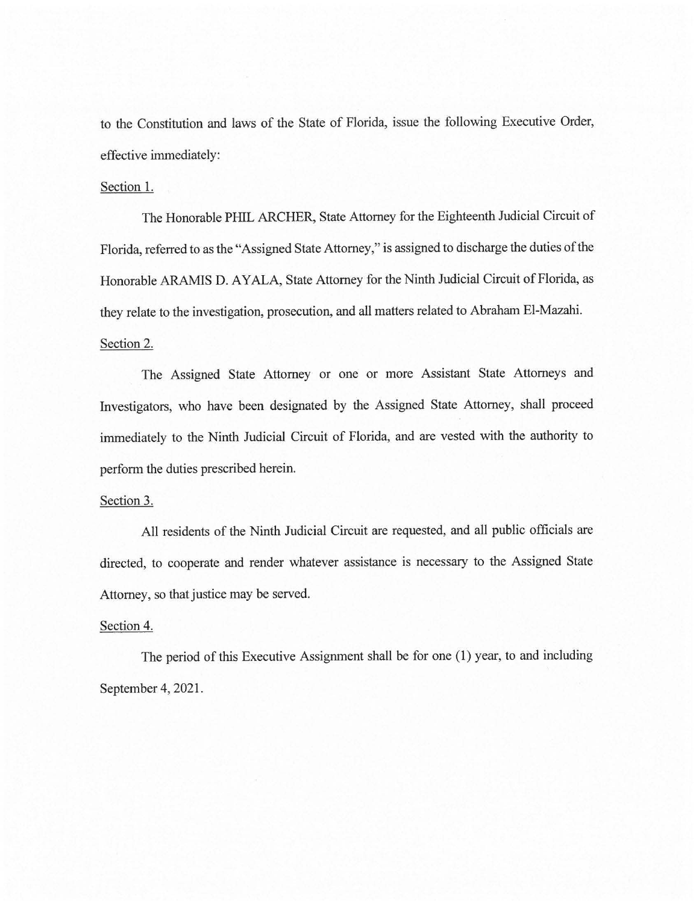to the Constitution and laws of the State of Florida, issue the following Executive Order, effective immediately:

Section 1.

The Honorable PHIL ARCHER, State Attorney for the Eighteenth Judicial Circuit of Florida, referred to as the "Assigned State Attorney," is assigned to discharge the duties of the Honorable ARAMIS D. AYALA, State Attorney for the Ninth Judicial Circuit of Florida, as they relate to the investigation, prosecution, and all matters related to Abraham El-Mazahi.

Section 2.

The Assigned State Attorney or one or more Assistant State Attorneys and Investigators, who have been designated by the Assigned State Attorney, shall proceed immediately to the Ninth Judicial Circuit of Florida, and are vested with the authority to perform the duties prescribed herein.

Section 3.

All residents of the Ninth Judicial Circuit are requested, and all public officials are directed, to cooperate and render whatever assistance is necessary to the Assigned State Attorney, so that justice may be served.

Section 4.

The period of this Executive Assignment shall be for one (1) year, to and including September 4, 2021.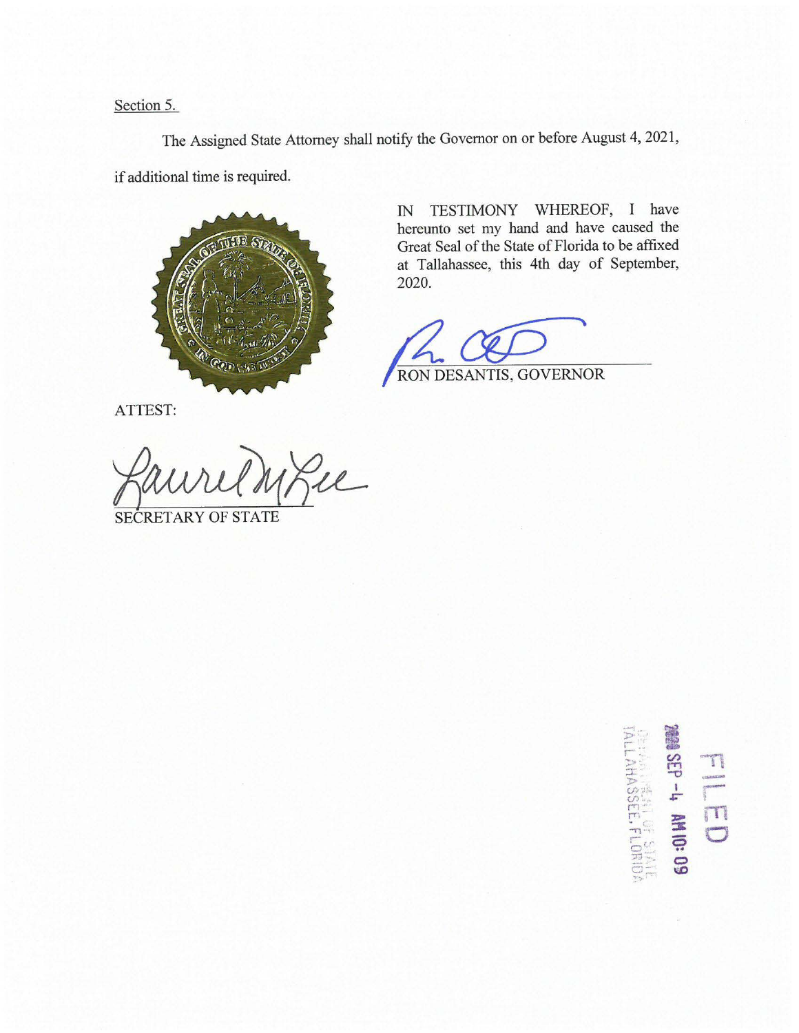Section 5.

The Assigned State Attorney shall notify the Governor on or before August 4, 2021, if additional time is required.

IN TESTIMONY WHEREOF, I have hereunto set my hand and have caused the Great Seal of the State of Florida to be affixed at Tallahassee, this 4th day of September, 2020.

RON DESANTIS, GOVERNOR

ATTEST:

SECRETARY OF STATE

FILED

2020 SEP -4 AM 10:09

DEPARTMENT OF STATE
TALLAHASSEE, FLORIDA